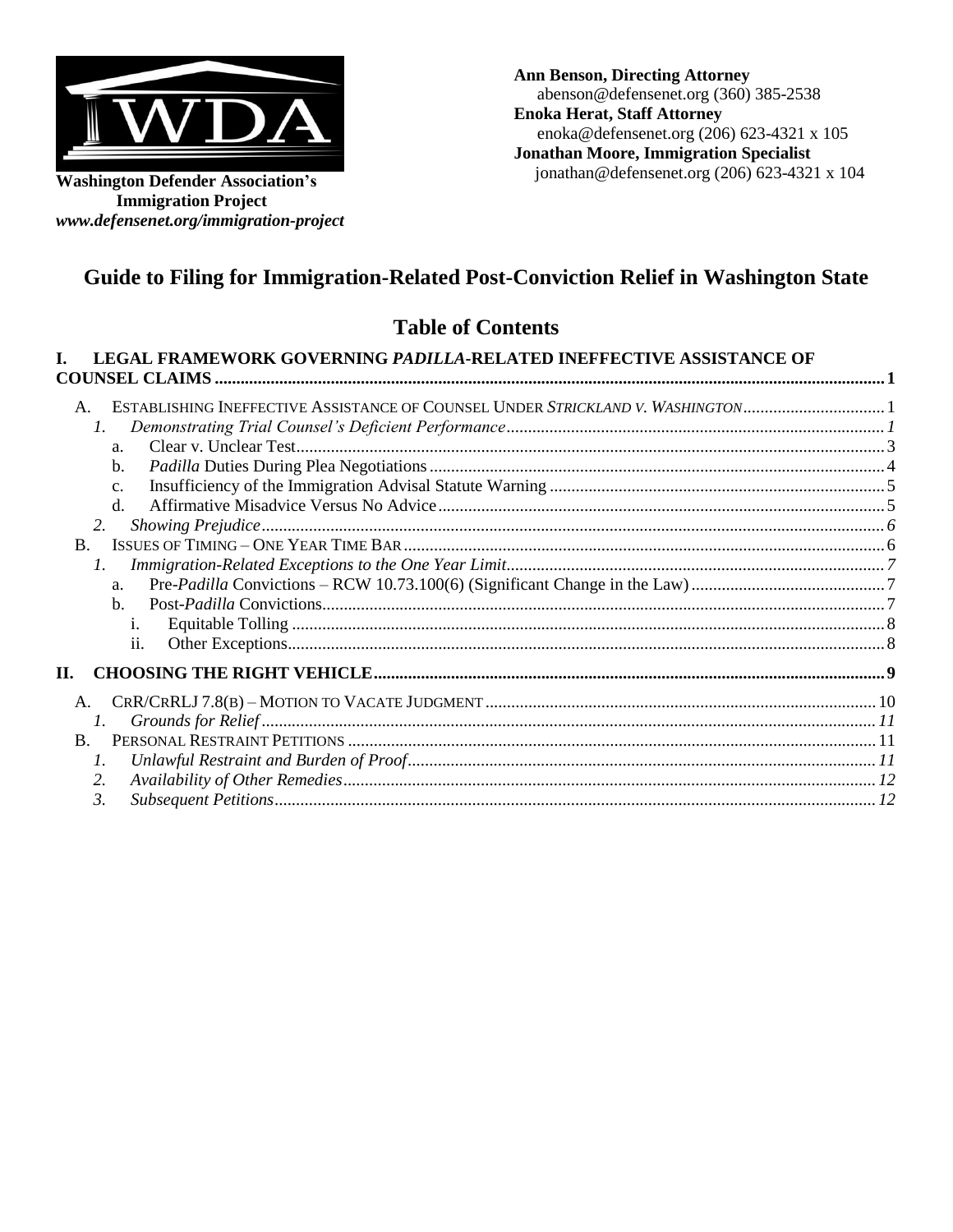**Washington Defender Association's**
**Immigration Project**
***www.defensenet.org/immigration-project***

**Ann Benson, Directing Attorney**
abenson@defensenet.org (360) 385-2538
**Enoka Herat, Staff Attorney**
enoka@defensenet.org (206) 623-4321 x 105
**Jonathan Moore, Immigration Specialist**
jonathan@defensenet.org (206) 623-4321 x 104

# Guide to Filing for Immigration-Related Post-Conviction Relief in Washington State

## Table of Contents

**I. LEGAL FRAMEWORK GOVERNING *PADILLA*-RELATED INEFFECTIVE ASSISTANCE OF COUNSEL CLAIMS** .......... **1**

- A. ESTABLISHING INEFFECTIVE ASSISTANCE OF COUNSEL UNDER *STRICKLAND V. WASHINGTON* .......... 1
  - *1. Demonstrating Trial Counsel's Deficient Performance* .......... *1*
    - a. Clear v. Unclear Test .......... 3
    - b. *Padilla* Duties During Plea Negotiations .......... 4
    - c. Insufficiency of the Immigration Advisal Statute Warning .......... 5
    - d. Affirmative Misadvice Versus No Advice .......... 5
  - *2. Showing Prejudice* .......... *6*
- B. ISSUES OF TIMING – ONE YEAR TIME BAR .......... 6
  - *1. Immigration-Related Exceptions to the One Year Limit* .......... *7*
    - a. Pre-*Padilla* Convictions – RCW 10.73.100(6) (Significant Change in the Law) .......... 7
    - b. Post-*Padilla* Convictions .......... 7
      - i. Equitable Tolling .......... 8
      - ii. Other Exceptions .......... 8

**II. CHOOSING THE RIGHT VEHICLE** .......... **9**

- A. CRR/CRRLJ 7.8(B) – MOTION TO VACATE JUDGMENT .......... 10
  - *1. Grounds for Relief* .......... *11*
- B. PERSONAL RESTRAINT PETITIONS .......... 11
  - *1. Unlawful Restraint and Burden of Proof* .......... *11*
  - *2. Availability of Other Remedies* .......... *12*
  - *3. Subsequent Petitions* .......... *12*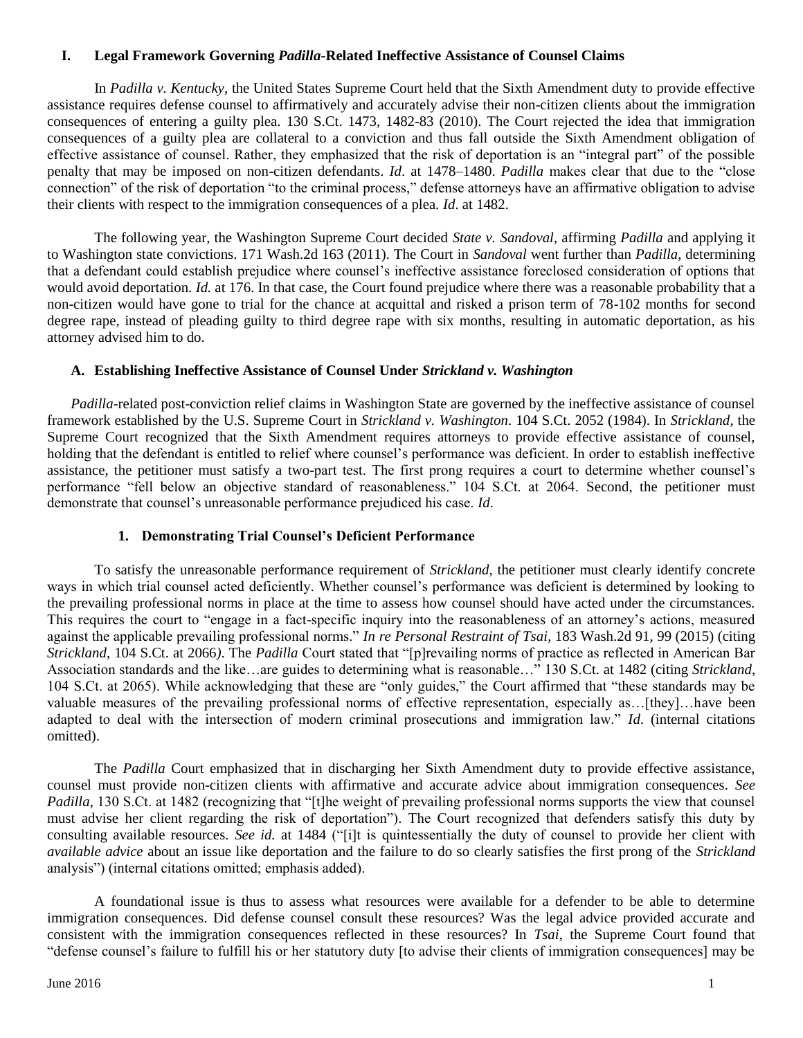## I. Legal Framework Governing *Padilla*-Related Ineffective Assistance of Counsel Claims

In *Padilla v. Kentucky*, the United States Supreme Court held that the Sixth Amendment duty to provide effective assistance requires defense counsel to affirmatively and accurately advise their non-citizen clients about the immigration consequences of entering a guilty plea. 130 S.Ct. 1473, 1482-83 (2010). The Court rejected the idea that immigration consequences of a guilty plea are collateral to a conviction and thus fall outside the Sixth Amendment obligation of effective assistance of counsel. Rather, they emphasized that the risk of deportation is an "integral part" of the possible penalty that may be imposed on non-citizen defendants. *Id*. at 1478–1480. *Padilla* makes clear that due to the "close connection" of the risk of deportation "to the criminal process," defense attorneys have an affirmative obligation to advise their clients with respect to the immigration consequences of a plea. *Id*. at 1482.

The following year, the Washington Supreme Court decided *State v. Sandoval*, affirming *Padilla* and applying it to Washington state convictions. 171 Wash.2d 163 (2011). The Court in *Sandoval* went further than *Padilla*, determining that a defendant could establish prejudice where counsel's ineffective assistance foreclosed consideration of options that would avoid deportation. *Id.* at 176. In that case, the Court found prejudice where there was a reasonable probability that a non-citizen would have gone to trial for the chance at acquittal and risked a prison term of 78-102 months for second degree rape, instead of pleading guilty to third degree rape with six months, resulting in automatic deportation, as his attorney advised him to do.

### A. Establishing Ineffective Assistance of Counsel Under *Strickland v. Washington*

*Padilla*-related post-conviction relief claims in Washington State are governed by the ineffective assistance of counsel framework established by the U.S. Supreme Court in *Strickland v. Washington*. 104 S.Ct. 2052 (1984). In *Strickland*, the Supreme Court recognized that the Sixth Amendment requires attorneys to provide effective assistance of counsel, holding that the defendant is entitled to relief where counsel's performance was deficient. In order to establish ineffective assistance, the petitioner must satisfy a two-part test. The first prong requires a court to determine whether counsel's performance "fell below an objective standard of reasonableness." 104 S.Ct. at 2064. Second, the petitioner must demonstrate that counsel's unreasonable performance prejudiced his case. *Id*.

#### 1. Demonstrating Trial Counsel's Deficient Performance

To satisfy the unreasonable performance requirement of *Strickland*, the petitioner must clearly identify concrete ways in which trial counsel acted deficiently. Whether counsel's performance was deficient is determined by looking to the prevailing professional norms in place at the time to assess how counsel should have acted under the circumstances. This requires the court to "engage in a fact-specific inquiry into the reasonableness of an attorney's actions, measured against the applicable prevailing professional norms." *In re Personal Restraint of Tsai*, 183 Wash.2d 91, 99 (2015) (citing *Strickland*, 104 S.Ct. at 2066*)*. The *Padilla* Court stated that "[p]revailing norms of practice as reflected in American Bar Association standards and the like…are guides to determining what is reasonable…" 130 S.Ct. at 1482 (citing *Strickland*, 104 S.Ct. at 2065). While acknowledging that these are "only guides," the Court affirmed that "these standards may be valuable measures of the prevailing professional norms of effective representation, especially as…[they]…have been adapted to deal with the intersection of modern criminal prosecutions and immigration law." *Id.* (internal citations omitted).

The *Padilla* Court emphasized that in discharging her Sixth Amendment duty to provide effective assistance, counsel must provide non-citizen clients with affirmative and accurate advice about immigration consequences. *See Padilla*, 130 S.Ct. at 1482 (recognizing that "[t]he weight of prevailing professional norms supports the view that counsel must advise her client regarding the risk of deportation"). The Court recognized that defenders satisfy this duty by consulting available resources. *See id.* at 1484 ("[i]t is quintessentially the duty of counsel to provide her client with *available advice* about an issue like deportation and the failure to do so clearly satisfies the first prong of the *Strickland* analysis") (internal citations omitted; emphasis added).

A foundational issue is thus to assess what resources were available for a defender to be able to determine immigration consequences. Did defense counsel consult these resources? Was the legal advice provided accurate and consistent with the immigration consequences reflected in these resources? In *Tsai*, the Supreme Court found that "defense counsel's failure to fulfill his or her statutory duty [to advise their clients of immigration consequences] may be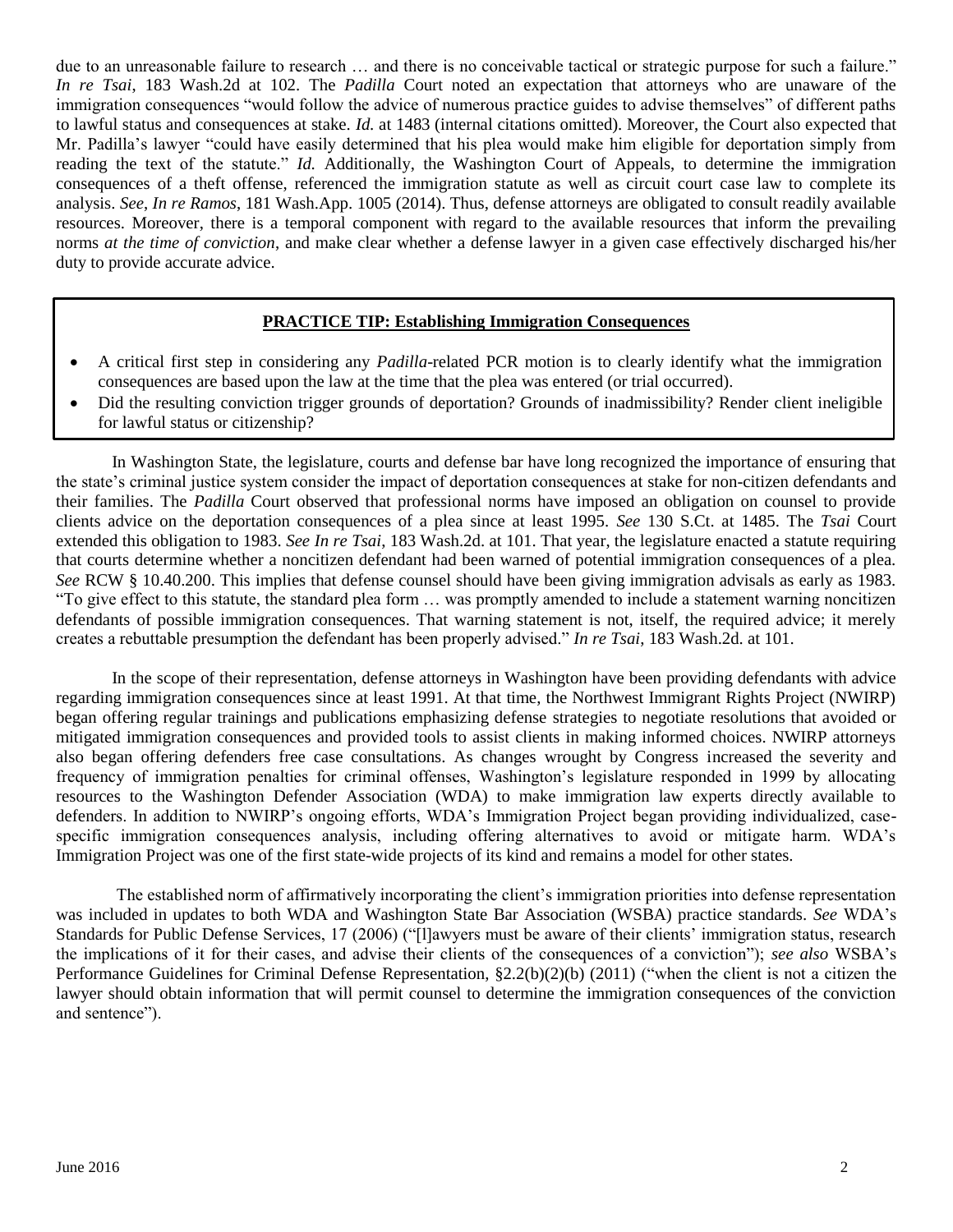due to an unreasonable failure to research … and there is no conceivable tactical or strategic purpose for such a failure." *In re Tsai*, 183 Wash.2d at 102. The *Padilla* Court noted an expectation that attorneys who are unaware of the immigration consequences "would follow the advice of numerous practice guides to advise themselves" of different paths to lawful status and consequences at stake. *Id.* at 1483 (internal citations omitted). Moreover, the Court also expected that Mr. Padilla's lawyer "could have easily determined that his plea would make him eligible for deportation simply from reading the text of the statute." *Id.* Additionally, the Washington Court of Appeals, to determine the immigration consequences of a theft offense, referenced the immigration statute as well as circuit court case law to complete its analysis. *See*, *In re Ramos*, 181 Wash.App. 1005 (2014). Thus, defense attorneys are obligated to consult readily available resources. Moreover, there is a temporal component with regard to the available resources that inform the prevailing norms *at the time of conviction*, and make clear whether a defense lawyer in a given case effectively discharged his/her duty to provide accurate advice.

> **PRACTICE TIP: Establishing Immigration Consequences**
>
> - A critical first step in considering any *Padilla*-related PCR motion is to clearly identify what the immigration consequences are based upon the law at the time that the plea was entered (or trial occurred).
> - Did the resulting conviction trigger grounds of deportation? Grounds of inadmissibility? Render client ineligible for lawful status or citizenship?

In Washington State, the legislature, courts and defense bar have long recognized the importance of ensuring that the state's criminal justice system consider the impact of deportation consequences at stake for non-citizen defendants and their families. The *Padilla* Court observed that professional norms have imposed an obligation on counsel to provide clients advice on the deportation consequences of a plea since at least 1995. *See* 130 S.Ct. at 1485. The *Tsai* Court extended this obligation to 1983. *See In re Tsai*, 183 Wash.2d. at 101. That year, the legislature enacted a statute requiring that courts determine whether a noncitizen defendant had been warned of potential immigration consequences of a plea. *See* RCW § 10.40.200. This implies that defense counsel should have been giving immigration advisals as early as 1983. "To give effect to this statute, the standard plea form … was promptly amended to include a statement warning noncitizen defendants of possible immigration consequences. That warning statement is not, itself, the required advice; it merely creates a rebuttable presumption the defendant has been properly advised." *In re Tsai*, 183 Wash.2d. at 101.

In the scope of their representation, defense attorneys in Washington have been providing defendants with advice regarding immigration consequences since at least 1991. At that time, the Northwest Immigrant Rights Project (NWIRP) began offering regular trainings and publications emphasizing defense strategies to negotiate resolutions that avoided or mitigated immigration consequences and provided tools to assist clients in making informed choices. NWIRP attorneys also began offering defenders free case consultations. As changes wrought by Congress increased the severity and frequency of immigration penalties for criminal offenses, Washington's legislature responded in 1999 by allocating resources to the Washington Defender Association (WDA) to make immigration law experts directly available to defenders. In addition to NWIRP's ongoing efforts, WDA's Immigration Project began providing individualized, case-specific immigration consequences analysis, including offering alternatives to avoid or mitigate harm. WDA's Immigration Project was one of the first state-wide projects of its kind and remains a model for other states.

The established norm of affirmatively incorporating the client's immigration priorities into defense representation was included in updates to both WDA and Washington State Bar Association (WSBA) practice standards. *See* WDA's Standards for Public Defense Services, 17 (2006) ("[l]awyers must be aware of their clients' immigration status, research the implications of it for their cases, and advise their clients of the consequences of a conviction"); *see also* WSBA's Performance Guidelines for Criminal Defense Representation, §2.2(b)(2)(b) (2011) ("when the client is not a citizen the lawyer should obtain information that will permit counsel to determine the immigration consequences of the conviction and sentence").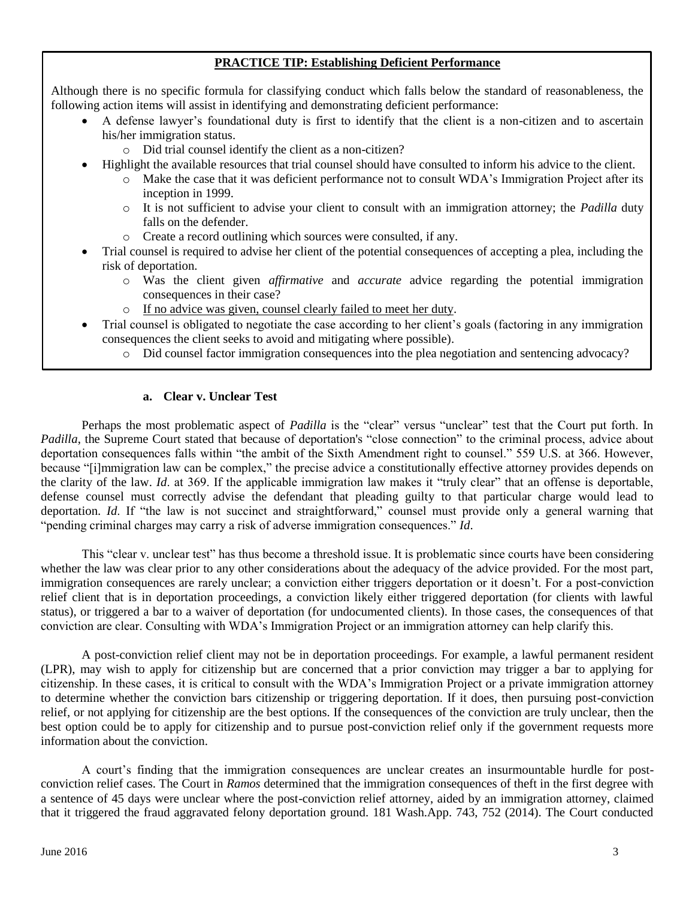**PRACTICE TIP: Establishing Deficient Performance**

Although there is no specific formula for classifying conduct which falls below the standard of reasonableness, the following action items will assist in identifying and demonstrating deficient performance:

- A defense lawyer's foundational duty is first to identify that the client is a non-citizen and to ascertain his/her immigration status.
  - Did trial counsel identify the client as a non-citizen?
- Highlight the available resources that trial counsel should have consulted to inform his advice to the client.
  - Make the case that it was deficient performance not to consult WDA's Immigration Project after its inception in 1999.
  - It is not sufficient to advise your client to consult with an immigration attorney; the *Padilla* duty falls on the defender.
  - Create a record outlining which sources were consulted, if any.
- Trial counsel is required to advise her client of the potential consequences of accepting a plea, including the risk of deportation.
  - Was the client given *affirmative* and *accurate* advice regarding the potential immigration consequences in their case?
  - <u>If no advice was given, counsel clearly failed to meet her duty</u>.
- Trial counsel is obligated to negotiate the case according to her client's goals (factoring in any immigration consequences the client seeks to avoid and mitigating where possible).
  - Did counsel factor immigration consequences into the plea negotiation and sentencing advocacy?

### a. Clear v. Unclear Test

Perhaps the most problematic aspect of *Padilla* is the "clear" versus "unclear" test that the Court put forth. In *Padilla*, the Supreme Court stated that because of deportation's "close connection" to the criminal process, advice about deportation consequences falls within "the ambit of the Sixth Amendment right to counsel." 559 U.S. at 366. However, because "[i]mmigration law can be complex," the precise advice a constitutionally effective attorney provides depends on the clarity of the law. *Id*. at 369. If the applicable immigration law makes it "truly clear" that an offense is deportable, defense counsel must correctly advise the defendant that pleading guilty to that particular charge would lead to deportation. *Id*. If "the law is not succinct and straightforward," counsel must provide only a general warning that "pending criminal charges may carry a risk of adverse immigration consequences." *Id*.

This "clear v. unclear test" has thus become a threshold issue. It is problematic since courts have been considering whether the law was clear prior to any other considerations about the adequacy of the advice provided. For the most part, immigration consequences are rarely unclear; a conviction either triggers deportation or it doesn't. For a post-conviction relief client that is in deportation proceedings, a conviction likely either triggered deportation (for clients with lawful status), or triggered a bar to a waiver of deportation (for undocumented clients). In those cases, the consequences of that conviction are clear. Consulting with WDA's Immigration Project or an immigration attorney can help clarify this.

A post-conviction relief client may not be in deportation proceedings. For example, a lawful permanent resident (LPR), may wish to apply for citizenship but are concerned that a prior conviction may trigger a bar to applying for citizenship. In these cases, it is critical to consult with the WDA's Immigration Project or a private immigration attorney to determine whether the conviction bars citizenship or triggering deportation. If it does, then pursuing post-conviction relief, or not applying for citizenship are the best options. If the consequences of the conviction are truly unclear, then the best option could be to apply for citizenship and to pursue post-conviction relief only if the government requests more information about the conviction.

A court's finding that the immigration consequences are unclear creates an insurmountable hurdle for post-conviction relief cases. The Court in *Ramos* determined that the immigration consequences of theft in the first degree with a sentence of 45 days were unclear where the post-conviction relief attorney, aided by an immigration attorney, claimed that it triggered the fraud aggravated felony deportation ground. 181 Wash.App. 743, 752 (2014). The Court conducted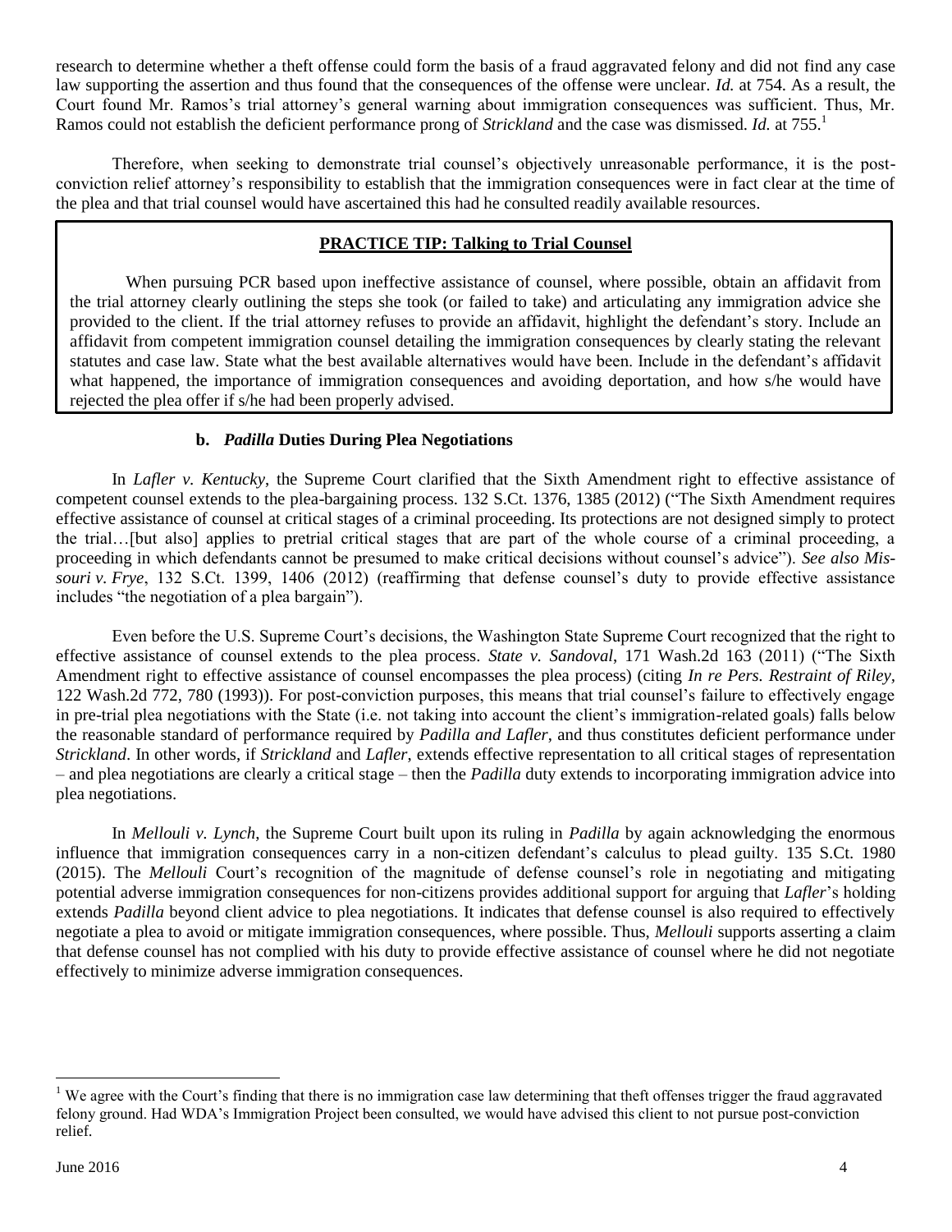research to determine whether a theft offense could form the basis of a fraud aggravated felony and did not find any case law supporting the assertion and thus found that the consequences of the offense were unclear. *Id.* at 754. As a result, the Court found Mr. Ramos's trial attorney's general warning about immigration consequences was sufficient. Thus, Mr. Ramos could not establish the deficient performance prong of *Strickland* and the case was dismissed. *Id.* at 755.[1]

Therefore, when seeking to demonstrate trial counsel's objectively unreasonable performance, it is the post-conviction relief attorney's responsibility to establish that the immigration consequences were in fact clear at the time of the plea and that trial counsel would have ascertained this had he consulted readily available resources.

> **PRACTICE TIP: Talking to Trial Counsel**
>
> When pursuing PCR based upon ineffective assistance of counsel, where possible, obtain an affidavit from the trial attorney clearly outlining the steps she took (or failed to take) and articulating any immigration advice she provided to the client. If the trial attorney refuses to provide an affidavit, highlight the defendant's story. Include an affidavit from competent immigration counsel detailing the immigration consequences by clearly stating the relevant statutes and case law. State what the best available alternatives would have been. Include in the defendant's affidavit what happened, the importance of immigration consequences and avoiding deportation, and how s/he would have rejected the plea offer if s/he had been properly advised.

#### b. *Padilla* Duties During Plea Negotiations

In *Lafler v. Kentucky*, the Supreme Court clarified that the Sixth Amendment right to effective assistance of competent counsel extends to the plea-bargaining process. 132 S.Ct. 1376, 1385 (2012) ("The Sixth Amendment requires effective assistance of counsel at critical stages of a criminal proceeding. Its protections are not designed simply to protect the trial…[but also] applies to pretrial critical stages that are part of the whole course of a criminal proceeding, a proceeding in which defendants cannot be presumed to make critical decisions without counsel's advice"). *See also Missouri v. Frye*, 132 S.Ct. 1399, 1406 (2012) (reaffirming that defense counsel's duty to provide effective assistance includes "the negotiation of a plea bargain").

Even before the U.S. Supreme Court's decisions, the Washington State Supreme Court recognized that the right to effective assistance of counsel extends to the plea process. *State v. Sandoval*, 171 Wash.2d 163 (2011) ("The Sixth Amendment right to effective assistance of counsel encompasses the plea process) (citing *In re Pers. Restraint of Riley*, 122 Wash.2d 772, 780 (1993)). For post-conviction purposes, this means that trial counsel's failure to effectively engage in pre-trial plea negotiations with the State (i.e. not taking into account the client's immigration-related goals) falls below the reasonable standard of performance required by *Padilla and Lafler*, and thus constitutes deficient performance under *Strickland*. In other words, if *Strickland* and *Lafler*, extends effective representation to all critical stages of representation – and plea negotiations are clearly a critical stage – then the *Padilla* duty extends to incorporating immigration advice into plea negotiations.

In *Mellouli v. Lynch*, the Supreme Court built upon its ruling in *Padilla* by again acknowledging the enormous influence that immigration consequences carry in a non-citizen defendant's calculus to plead guilty. 135 S.Ct. 1980 (2015). The *Mellouli* Court's recognition of the magnitude of defense counsel's role in negotiating and mitigating potential adverse immigration consequences for non-citizens provides additional support for arguing that *Lafler*'s holding extends *Padilla* beyond client advice to plea negotiations. It indicates that defense counsel is also required to effectively negotiate a plea to avoid or mitigate immigration consequences, where possible. Thus, *Mellouli* supports asserting a claim that defense counsel has not complied with his duty to provide effective assistance of counsel where he did not negotiate effectively to minimize adverse immigration consequences.

---

[1] We agree with the Court's finding that there is no immigration case law determining that theft offenses trigger the fraud aggravated felony ground. Had WDA's Immigration Project been consulted, we would have advised this client to not pursue post-conviction relief.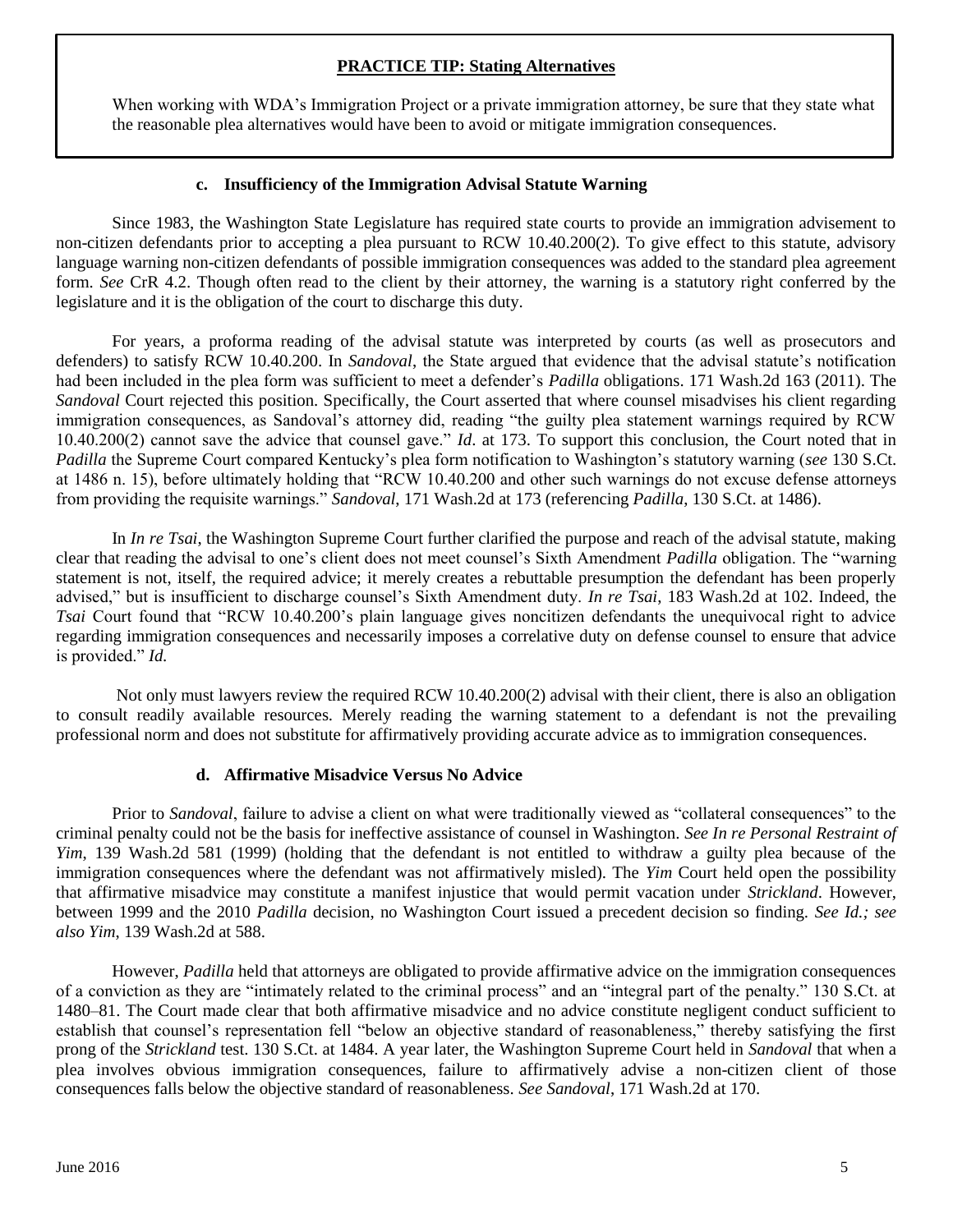**PRACTICE TIP: Stating Alternatives**

When working with WDA's Immigration Project or a private immigration attorney, be sure that they state what the reasonable plea alternatives would have been to avoid or mitigate immigration consequences.

#### c. Insufficiency of the Immigration Advisal Statute Warning

Since 1983, the Washington State Legislature has required state courts to provide an immigration advisement to non-citizen defendants prior to accepting a plea pursuant to RCW 10.40.200(2). To give effect to this statute, advisory language warning non-citizen defendants of possible immigration consequences was added to the standard plea agreement form. *See* CrR 4.2. Though often read to the client by their attorney, the warning is a statutory right conferred by the legislature and it is the obligation of the court to discharge this duty.

For years, a proforma reading of the advisal statute was interpreted by courts (as well as prosecutors and defenders) to satisfy RCW 10.40.200. In *Sandoval*, the State argued that evidence that the advisal statute's notification had been included in the plea form was sufficient to meet a defender's *Padilla* obligations. 171 Wash.2d 163 (2011). The *Sandoval* Court rejected this position. Specifically, the Court asserted that where counsel misadvises his client regarding immigration consequences, as Sandoval's attorney did, reading "the guilty plea statement warnings required by RCW 10.40.200(2) cannot save the advice that counsel gave." *Id*. at 173. To support this conclusion, the Court noted that in *Padilla* the Supreme Court compared Kentucky's plea form notification to Washington's statutory warning (*see* 130 S.Ct. at 1486 n. 15), before ultimately holding that "RCW 10.40.200 and other such warnings do not excuse defense attorneys from providing the requisite warnings." *Sandoval*, 171 Wash.2d at 173 (referencing *Padilla*, 130 S.Ct. at 1486).

In *In re Tsai*, the Washington Supreme Court further clarified the purpose and reach of the advisal statute, making clear that reading the advisal to one's client does not meet counsel's Sixth Amendment *Padilla* obligation. The "warning statement is not, itself, the required advice; it merely creates a rebuttable presumption the defendant has been properly advised," but is insufficient to discharge counsel's Sixth Amendment duty. *In re Tsai*, 183 Wash.2d at 102. Indeed, the *Tsai* Court found that "RCW 10.40.200's plain language gives noncitizen defendants the unequivocal right to advice regarding immigration consequences and necessarily imposes a correlative duty on defense counsel to ensure that advice is provided." *Id.*

Not only must lawyers review the required RCW 10.40.200(2) advisal with their client, there is also an obligation to consult readily available resources. Merely reading the warning statement to a defendant is not the prevailing professional norm and does not substitute for affirmatively providing accurate advice as to immigration consequences.

#### d. Affirmative Misadvice Versus No Advice

Prior to *Sandoval*, failure to advise a client on what were traditionally viewed as "collateral consequences" to the criminal penalty could not be the basis for ineffective assistance of counsel in Washington. *See In re Personal Restraint of Yim*, 139 Wash.2d 581 (1999) (holding that the defendant is not entitled to withdraw a guilty plea because of the immigration consequences where the defendant was not affirmatively misled). The *Yim* Court held open the possibility that affirmative misadvice may constitute a manifest injustice that would permit vacation under *Strickland*. However, between 1999 and the 2010 *Padilla* decision, no Washington Court issued a precedent decision so finding. *See Id.; see also Yim*, 139 Wash.2d at 588.

However, *Padilla* held that attorneys are obligated to provide affirmative advice on the immigration consequences of a conviction as they are "intimately related to the criminal process" and an "integral part of the penalty." 130 S.Ct. at 1480–81. The Court made clear that both affirmative misadvice and no advice constitute negligent conduct sufficient to establish that counsel's representation fell "below an objective standard of reasonableness," thereby satisfying the first prong of the *Strickland* test. 130 S.Ct. at 1484. A year later, the Washington Supreme Court held in *Sandoval* that when a plea involves obvious immigration consequences, failure to affirmatively advise a non-citizen client of those consequences falls below the objective standard of reasonableness. *See Sandoval*, 171 Wash.2d at 170.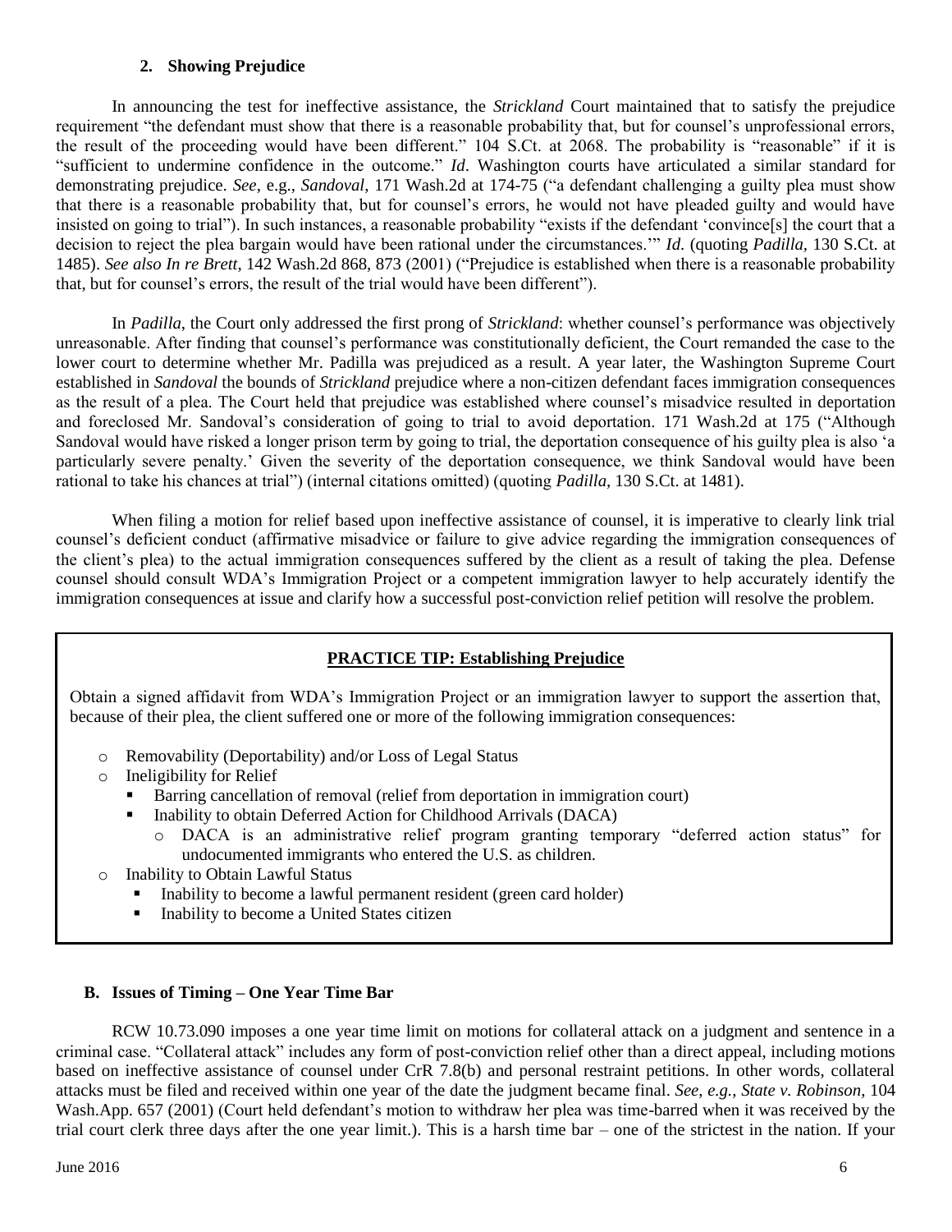### 2. Showing Prejudice

In announcing the test for ineffective assistance, the *Strickland* Court maintained that to satisfy the prejudice requirement "the defendant must show that there is a reasonable probability that, but for counsel's unprofessional errors, the result of the proceeding would have been different." 104 S.Ct. at 2068. The probability is "reasonable" if it is "sufficient to undermine confidence in the outcome." *Id*. Washington courts have articulated a similar standard for demonstrating prejudice. *See*, e.g., *Sandoval*, 171 Wash.2d at 174-75 ("a defendant challenging a guilty plea must show that there is a reasonable probability that, but for counsel's errors, he would not have pleaded guilty and would have insisted on going to trial"). In such instances, a reasonable probability "exists if the defendant 'convince[s] the court that a decision to reject the plea bargain would have been rational under the circumstances.'" *Id*. (quoting *Padilla*, 130 S.Ct. at 1485). *See also In re Brett*, 142 Wash.2d 868, 873 (2001) ("Prejudice is established when there is a reasonable probability that, but for counsel's errors, the result of the trial would have been different").

In *Padilla*, the Court only addressed the first prong of *Strickland*: whether counsel's performance was objectively unreasonable. After finding that counsel's performance was constitutionally deficient, the Court remanded the case to the lower court to determine whether Mr. Padilla was prejudiced as a result. A year later, the Washington Supreme Court established in *Sandoval* the bounds of *Strickland* prejudice where a non-citizen defendant faces immigration consequences as the result of a plea. The Court held that prejudice was established where counsel's misadvice resulted in deportation and foreclosed Mr. Sandoval's consideration of going to trial to avoid deportation. 171 Wash.2d at 175 ("Although Sandoval would have risked a longer prison term by going to trial, the deportation consequence of his guilty plea is also 'a particularly severe penalty.' Given the severity of the deportation consequence, we think Sandoval would have been rational to take his chances at trial") (internal citations omitted) (quoting *Padilla*, 130 S.Ct. at 1481).

When filing a motion for relief based upon ineffective assistance of counsel, it is imperative to clearly link trial counsel's deficient conduct (affirmative misadvice or failure to give advice regarding the immigration consequences of the client's plea) to the actual immigration consequences suffered by the client as a result of taking the plea. Defense counsel should consult WDA's Immigration Project or a competent immigration lawyer to help accurately identify the immigration consequences at issue and clarify how a successful post-conviction relief petition will resolve the problem.

**PRACTICE TIP: Establishing Prejudice**

Obtain a signed affidavit from WDA's Immigration Project or an immigration lawyer to support the assertion that, because of their plea, the client suffered one or more of the following immigration consequences:

- Removability (Deportability) and/or Loss of Legal Status
- Ineligibility for Relief
  - Barring cancellation of removal (relief from deportation in immigration court)
  - Inability to obtain Deferred Action for Childhood Arrivals (DACA)
    - DACA is an administrative relief program granting temporary "deferred action status" for undocumented immigrants who entered the U.S. as children.
- Inability to Obtain Lawful Status
  - Inability to become a lawful permanent resident (green card holder)
  - Inability to become a United States citizen

### B. Issues of Timing – One Year Time Bar

RCW 10.73.090 imposes a one year time limit on motions for collateral attack on a judgment and sentence in a criminal case. "Collateral attack" includes any form of post-conviction relief other than a direct appeal, including motions based on ineffective assistance of counsel under CrR 7.8(b) and personal restraint petitions. In other words, collateral attacks must be filed and received within one year of the date the judgment became final. *See, e.g., State v. Robinson*, 104 Wash.App. 657 (2001) (Court held defendant's motion to withdraw her plea was time-barred when it was received by the trial court clerk three days after the one year limit.). This is a harsh time bar – one of the strictest in the nation. If your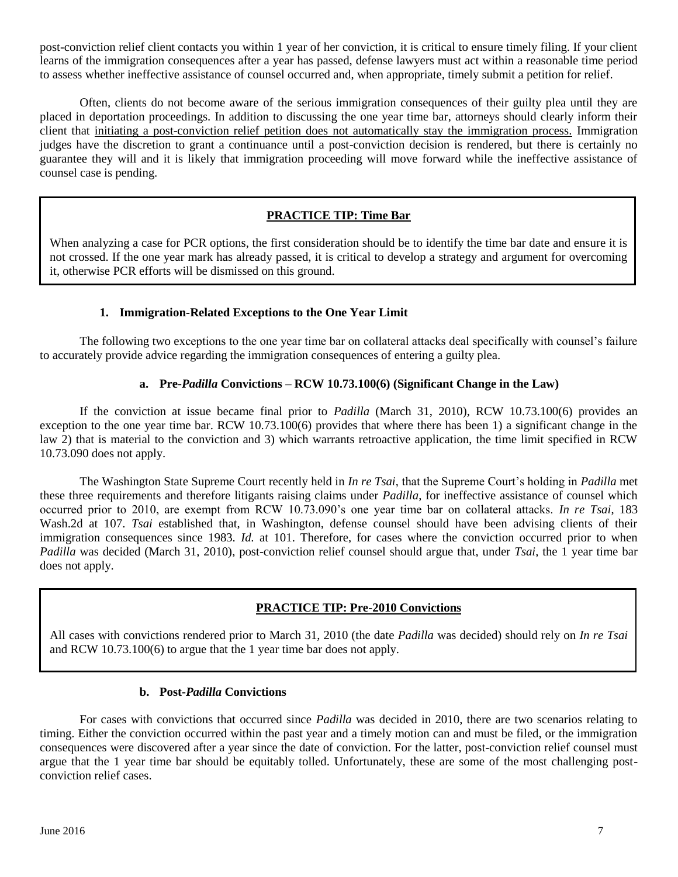post-conviction relief client contacts you within 1 year of her conviction, it is critical to ensure timely filing. If your client learns of the immigration consequences after a year has passed, defense lawyers must act within a reasonable time period to assess whether ineffective assistance of counsel occurred and, when appropriate, timely submit a petition for relief.

Often, clients do not become aware of the serious immigration consequences of their guilty plea until they are placed in deportation proceedings. In addition to discussing the one year time bar, attorneys should clearly inform their client that <u>initiating a post-conviction relief petition does not automatically stay the immigration process.</u> Immigration judges have the discretion to grant a continuance until a post-conviction decision is rendered, but there is certainly no guarantee they will and it is likely that immigration proceeding will move forward while the ineffective assistance of counsel case is pending.

> **<u>PRACTICE TIP: Time Bar</u>**
>
> When analyzing a case for PCR options, the first consideration should be to identify the time bar date and ensure it is not crossed. If the one year mark has already passed, it is critical to develop a strategy and argument for overcoming it, otherwise PCR efforts will be dismissed on this ground.

### 1. Immigration-Related Exceptions to the One Year Limit

The following two exceptions to the one year time bar on collateral attacks deal specifically with counsel's failure to accurately provide advice regarding the immigration consequences of entering a guilty plea.

#### a. Pre-*Padilla* Convictions – RCW 10.73.100(6) (Significant Change in the Law)

If the conviction at issue became final prior to *Padilla* (March 31, 2010), RCW 10.73.100(6) provides an exception to the one year time bar. RCW 10.73.100(6) provides that where there has been 1) a significant change in the law 2) that is material to the conviction and 3) which warrants retroactive application, the time limit specified in RCW 10.73.090 does not apply.

The Washington State Supreme Court recently held in *In re Tsai*, that the Supreme Court's holding in *Padilla* met these three requirements and therefore litigants raising claims under *Padilla*, for ineffective assistance of counsel which occurred prior to 2010, are exempt from RCW 10.73.090's one year time bar on collateral attacks. *In re Tsai*, 183 Wash.2d at 107. *Tsai* established that, in Washington, defense counsel should have been advising clients of their immigration consequences since 1983. *Id.* at 101. Therefore, for cases where the conviction occurred prior to when *Padilla* was decided (March 31, 2010), post-conviction relief counsel should argue that, under *Tsai*, the 1 year time bar does not apply.

> **<u>PRACTICE TIP: Pre-2010 Convictions</u>**
>
> All cases with convictions rendered prior to March 31, 2010 (the date *Padilla* was decided) should rely on *In re Tsai* and RCW 10.73.100(6) to argue that the 1 year time bar does not apply.

#### b. Post-*Padilla* Convictions

For cases with convictions that occurred since *Padilla* was decided in 2010, there are two scenarios relating to timing. Either the conviction occurred within the past year and a timely motion can and must be filed, or the immigration consequences were discovered after a year since the date of conviction. For the latter, post-conviction relief counsel must argue that the 1 year time bar should be equitably tolled. Unfortunately, these are some of the most challenging post-conviction relief cases.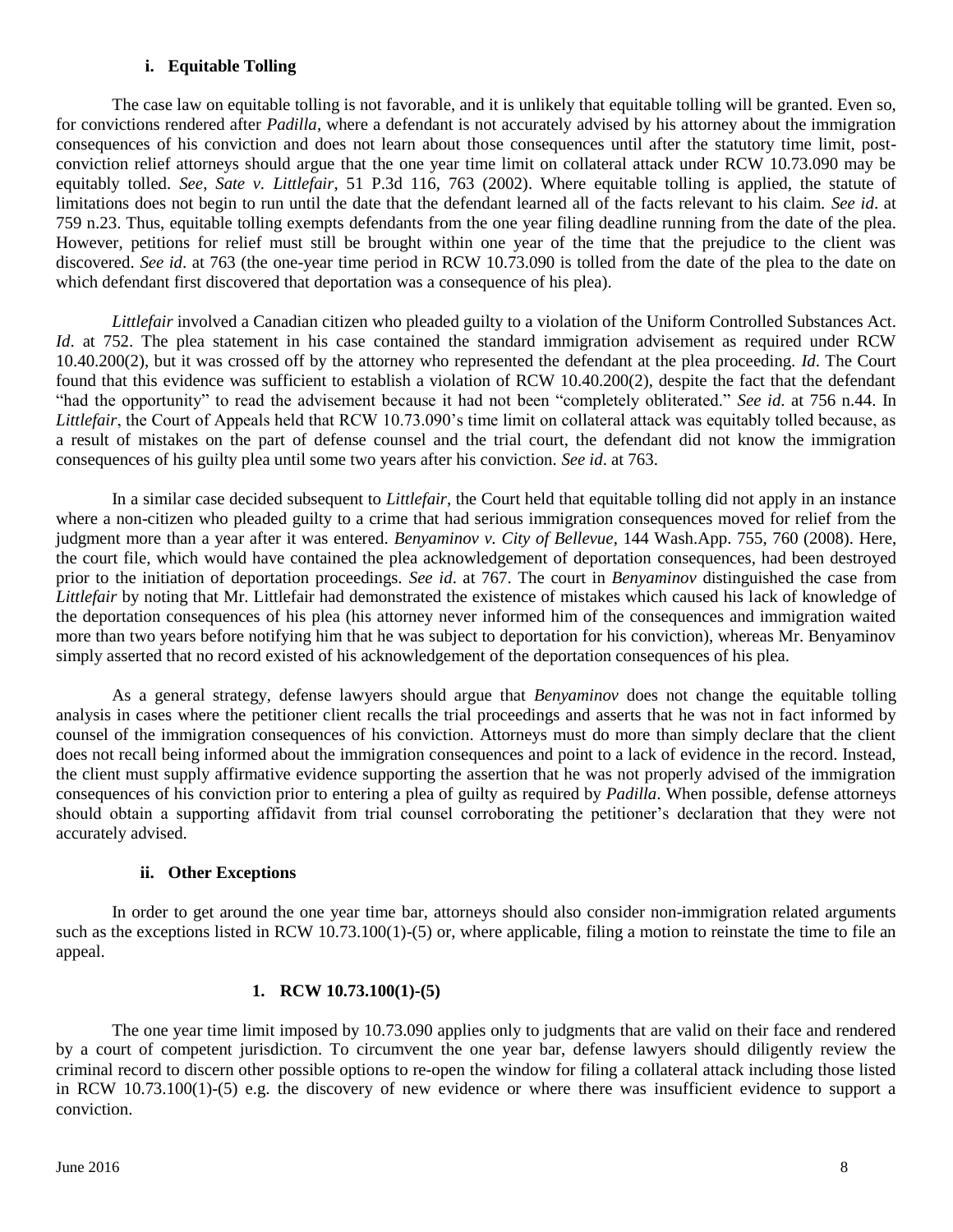### i. Equitable Tolling

The case law on equitable tolling is not favorable, and it is unlikely that equitable tolling will be granted. Even so, for convictions rendered after *Padilla*, where a defendant is not accurately advised by his attorney about the immigration consequences of his conviction and does not learn about those consequences until after the statutory time limit, post-conviction relief attorneys should argue that the one year time limit on collateral attack under RCW 10.73.090 may be equitably tolled. *See*, *Sate v. Littlefair*, 51 P.3d 116, 763 (2002). Where equitable tolling is applied, the statute of limitations does not begin to run until the date that the defendant learned all of the facts relevant to his claim. *See id*. at 759 n.23. Thus, equitable tolling exempts defendants from the one year filing deadline running from the date of the plea. However, petitions for relief must still be brought within one year of the time that the prejudice to the client was discovered. *See id*. at 763 (the one-year time period in RCW 10.73.090 is tolled from the date of the plea to the date on which defendant first discovered that deportation was a consequence of his plea).

*Littlefair* involved a Canadian citizen who pleaded guilty to a violation of the Uniform Controlled Substances Act. *Id*. at 752. The plea statement in his case contained the standard immigration advisement as required under RCW 10.40.200(2), but it was crossed off by the attorney who represented the defendant at the plea proceeding. *Id*. The Court found that this evidence was sufficient to establish a violation of RCW 10.40.200(2), despite the fact that the defendant "had the opportunity" to read the advisement because it had not been "completely obliterated." *See id*. at 756 n.44. In *Littlefair*, the Court of Appeals held that RCW 10.73.090's time limit on collateral attack was equitably tolled because, as a result of mistakes on the part of defense counsel and the trial court, the defendant did not know the immigration consequences of his guilty plea until some two years after his conviction. *See id*. at 763.

In a similar case decided subsequent to *Littlefair*, the Court held that equitable tolling did not apply in an instance where a non-citizen who pleaded guilty to a crime that had serious immigration consequences moved for relief from the judgment more than a year after it was entered. *Benyaminov v. City of Bellevue*, 144 Wash.App. 755, 760 (2008). Here, the court file, which would have contained the plea acknowledgement of deportation consequences, had been destroyed prior to the initiation of deportation proceedings. *See id*. at 767. The court in *Benyaminov* distinguished the case from *Littlefair* by noting that Mr. Littlefair had demonstrated the existence of mistakes which caused his lack of knowledge of the deportation consequences of his plea (his attorney never informed him of the consequences and immigration waited more than two years before notifying him that he was subject to deportation for his conviction), whereas Mr. Benyaminov simply asserted that no record existed of his acknowledgement of the deportation consequences of his plea.

As a general strategy, defense lawyers should argue that *Benyaminov* does not change the equitable tolling analysis in cases where the petitioner client recalls the trial proceedings and asserts that he was not in fact informed by counsel of the immigration consequences of his conviction. Attorneys must do more than simply declare that the client does not recall being informed about the immigration consequences and point to a lack of evidence in the record. Instead, the client must supply affirmative evidence supporting the assertion that he was not properly advised of the immigration consequences of his conviction prior to entering a plea of guilty as required by *Padilla*. When possible, defense attorneys should obtain a supporting affidavit from trial counsel corroborating the petitioner's declaration that they were not accurately advised.

### ii. Other Exceptions

In order to get around the one year time bar, attorneys should also consider non-immigration related arguments such as the exceptions listed in RCW 10.73.100(1)-(5) or, where applicable, filing a motion to reinstate the time to file an appeal.

#### 1. RCW 10.73.100(1)-(5)

The one year time limit imposed by 10.73.090 applies only to judgments that are valid on their face and rendered by a court of competent jurisdiction. To circumvent the one year bar, defense lawyers should diligently review the criminal record to discern other possible options to re-open the window for filing a collateral attack including those listed in RCW 10.73.100(1)-(5) e.g. the discovery of new evidence or where there was insufficient evidence to support a conviction.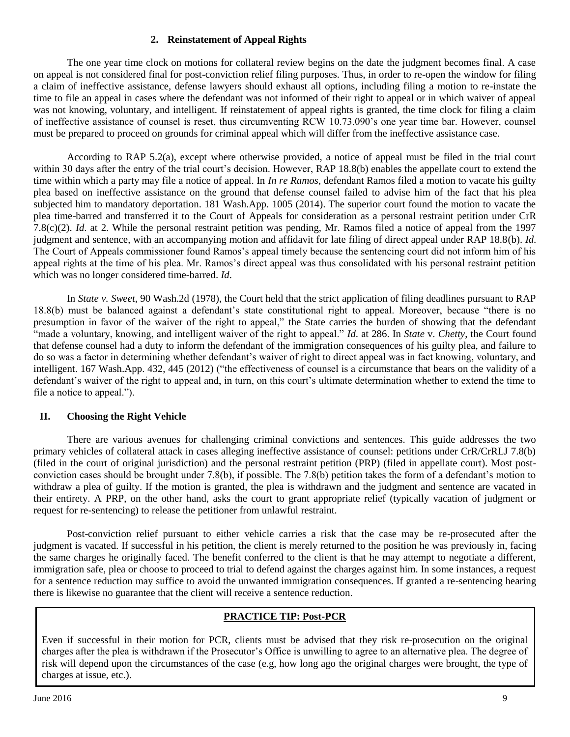### 2. Reinstatement of Appeal Rights

The one year time clock on motions for collateral review begins on the date the judgment becomes final. A case on appeal is not considered final for post-conviction relief filing purposes. Thus, in order to re-open the window for filing a claim of ineffective assistance, defense lawyers should exhaust all options, including filing a motion to re-instate the time to file an appeal in cases where the defendant was not informed of their right to appeal or in which waiver of appeal was not knowing, voluntary, and intelligent. If reinstatement of appeal rights is granted, the time clock for filing a claim of ineffective assistance of counsel is reset, thus circumventing RCW 10.73.090's one year time bar. However, counsel must be prepared to proceed on grounds for criminal appeal which will differ from the ineffective assistance case.

According to RAP 5.2(a), except where otherwise provided, a notice of appeal must be filed in the trial court within 30 days after the entry of the trial court's decision. However, RAP 18.8(b) enables the appellate court to extend the time within which a party may file a notice of appeal. In *In re Ramos*, defendant Ramos filed a motion to vacate his guilty plea based on ineffective assistance on the ground that defense counsel failed to advise him of the fact that his plea subjected him to mandatory deportation. 181 Wash.App. 1005 (2014). The superior court found the motion to vacate the plea time-barred and transferred it to the Court of Appeals for consideration as a personal restraint petition under CrR 7.8(c)(2). *Id.* at 2. While the personal restraint petition was pending, Mr. Ramos filed a notice of appeal from the 1997 judgment and sentence, with an accompanying motion and affidavit for late filing of direct appeal under RAP 18.8(b). *Id.* The Court of Appeals commissioner found Ramos's appeal timely because the sentencing court did not inform him of his appeal rights at the time of his plea. Mr. Ramos's direct appeal was thus consolidated with his personal restraint petition which was no longer considered time-barred. *Id.*

In *State v. Sweet*, 90 Wash.2d (1978), the Court held that the strict application of filing deadlines pursuant to RAP 18.8(b) must be balanced against a defendant's state constitutional right to appeal. Moreover, because "there is no presumption in favor of the waiver of the right to appeal," the State carries the burden of showing that the defendant "made a voluntary, knowing, and intelligent waiver of the right to appeal." *Id.* at 286. In *State* v. *Chetty*, the Court found that defense counsel had a duty to inform the defendant of the immigration consequences of his guilty plea, and failure to do so was a factor in determining whether defendant's waiver of right to direct appeal was in fact knowing, voluntary, and intelligent. 167 Wash.App. 432, 445 (2012) ("the effectiveness of counsel is a circumstance that bears on the validity of a defendant's waiver of the right to appeal and, in turn, on this court's ultimate determination whether to extend the time to file a notice to appeal.").

## II. Choosing the Right Vehicle

There are various avenues for challenging criminal convictions and sentences. This guide addresses the two primary vehicles of collateral attack in cases alleging ineffective assistance of counsel: petitions under CrR/CrRLJ 7.8(b) (filed in the court of original jurisdiction) and the personal restraint petition (PRP) (filed in appellate court). Most post-conviction cases should be brought under 7.8(b), if possible. The 7.8(b) petition takes the form of a defendant's motion to withdraw a plea of guilty. If the motion is granted, the plea is withdrawn and the judgment and sentence are vacated in their entirety. A PRP, on the other hand, asks the court to grant appropriate relief (typically vacation of judgment or request for re-sentencing) to release the petitioner from unlawful restraint.

Post-conviction relief pursuant to either vehicle carries a risk that the case may be re-prosecuted after the judgment is vacated. If successful in his petition, the client is merely returned to the position he was previously in, facing the same charges he originally faced. The benefit conferred to the client is that he may attempt to negotiate a different, immigration safe, plea or choose to proceed to trial to defend against the charges against him. In some instances, a request for a sentence reduction may suffice to avoid the unwanted immigration consequences. If granted a re-sentencing hearing there is likewise no guarantee that the client will receive a sentence reduction.

**PRACTICE TIP: Post-PCR**

Even if successful in their motion for PCR, clients must be advised that they risk re-prosecution on the original charges after the plea is withdrawn if the Prosecutor's Office is unwilling to agree to an alternative plea. The degree of risk will depend upon the circumstances of the case (e.g, how long ago the original charges were brought, the type of charges at issue, etc.).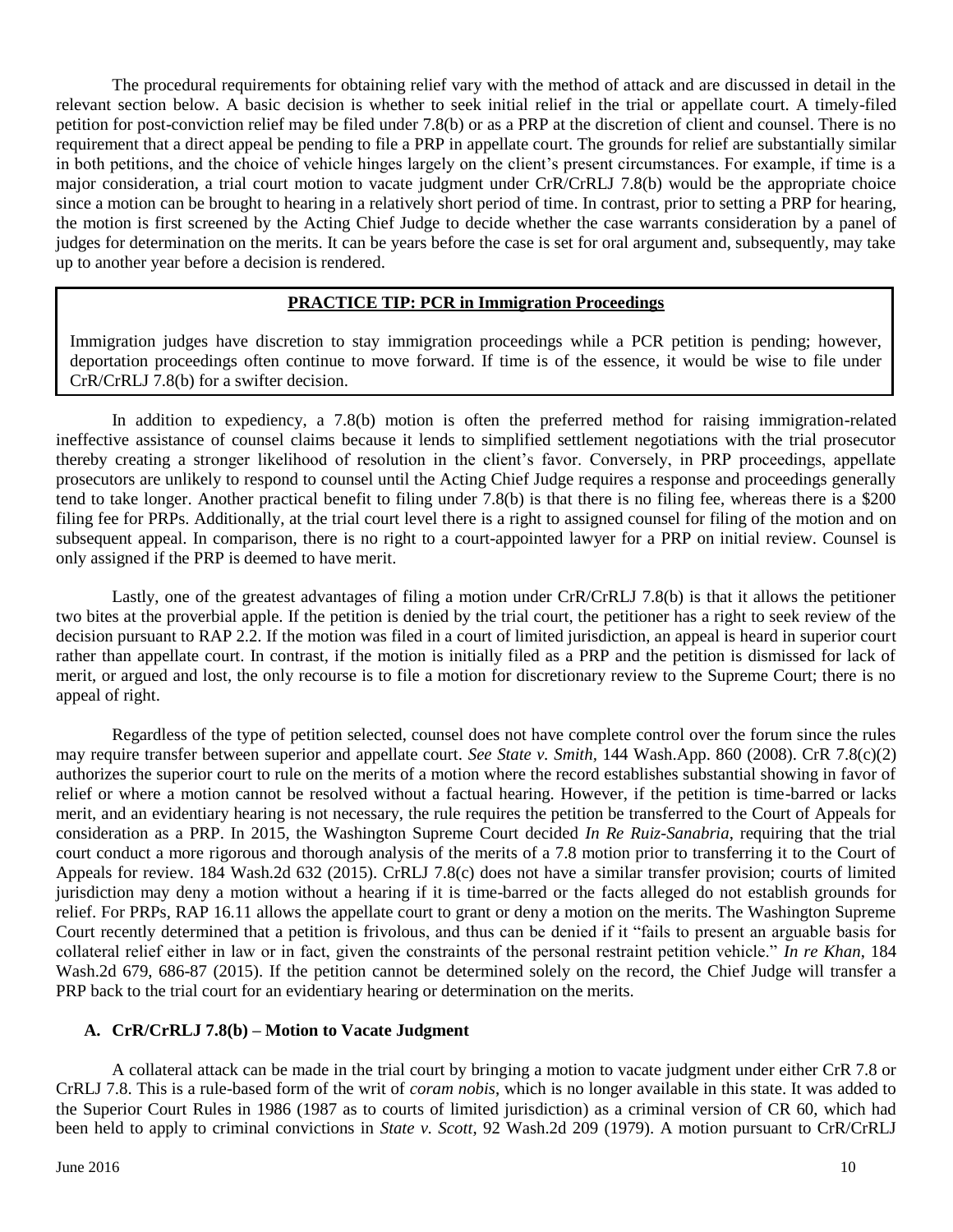The procedural requirements for obtaining relief vary with the method of attack and are discussed in detail in the relevant section below. A basic decision is whether to seek initial relief in the trial or appellate court. A timely-filed petition for post-conviction relief may be filed under 7.8(b) or as a PRP at the discretion of client and counsel. There is no requirement that a direct appeal be pending to file a PRP in appellate court. The grounds for relief are substantially similar in both petitions, and the choice of vehicle hinges largely on the client's present circumstances. For example, if time is a major consideration, a trial court motion to vacate judgment under CrR/CrRLJ 7.8(b) would be the appropriate choice since a motion can be brought to hearing in a relatively short period of time. In contrast, prior to setting a PRP for hearing, the motion is first screened by the Acting Chief Judge to decide whether the case warrants consideration by a panel of judges for determination on the merits. It can be years before the case is set for oral argument and, subsequently, may take up to another year before a decision is rendered.

> **PRACTICE TIP: PCR in Immigration Proceedings**
>
> Immigration judges have discretion to stay immigration proceedings while a PCR petition is pending; however, deportation proceedings often continue to move forward. If time is of the essence, it would be wise to file under CrR/CrRLJ 7.8(b) for a swifter decision.

In addition to expediency, a 7.8(b) motion is often the preferred method for raising immigration-related ineffective assistance of counsel claims because it lends to simplified settlement negotiations with the trial prosecutor thereby creating a stronger likelihood of resolution in the client's favor. Conversely, in PRP proceedings, appellate prosecutors are unlikely to respond to counsel until the Acting Chief Judge requires a response and proceedings generally tend to take longer. Another practical benefit to filing under 7.8(b) is that there is no filing fee, whereas there is a $200 filing fee for PRPs. Additionally, at the trial court level there is a right to assigned counsel for filing of the motion and on subsequent appeal. In comparison, there is no right to a court-appointed lawyer for a PRP on initial review. Counsel is only assigned if the PRP is deemed to have merit.

Lastly, one of the greatest advantages of filing a motion under CrR/CrRLJ 7.8(b) is that it allows the petitioner two bites at the proverbial apple. If the petition is denied by the trial court, the petitioner has a right to seek review of the decision pursuant to RAP 2.2. If the motion was filed in a court of limited jurisdiction, an appeal is heard in superior court rather than appellate court. In contrast, if the motion is initially filed as a PRP and the petition is dismissed for lack of merit, or argued and lost, the only recourse is to file a motion for discretionary review to the Supreme Court; there is no appeal of right.

Regardless of the type of petition selected, counsel does not have complete control over the forum since the rules may require transfer between superior and appellate court. *See State v. Smith*, 144 Wash.App. 860 (2008). CrR 7.8(c)(2) authorizes the superior court to rule on the merits of a motion where the record establishes substantial showing in favor of relief or where a motion cannot be resolved without a factual hearing. However, if the petition is time-barred or lacks merit, and an evidentiary hearing is not necessary, the rule requires the petition be transferred to the Court of Appeals for consideration as a PRP. In 2015, the Washington Supreme Court decided *In Re Ruiz-Sanabria*, requiring that the trial court conduct a more rigorous and thorough analysis of the merits of a 7.8 motion prior to transferring it to the Court of Appeals for review. 184 Wash.2d 632 (2015). CrRLJ 7.8(c) does not have a similar transfer provision; courts of limited jurisdiction may deny a motion without a hearing if it is time-barred or the facts alleged do not establish grounds for relief. For PRPs, RAP 16.11 allows the appellate court to grant or deny a motion on the merits. The Washington Supreme Court recently determined that a petition is frivolous, and thus can be denied if it "fails to present an arguable basis for collateral relief either in law or in fact, given the constraints of the personal restraint petition vehicle." *In re Khan*, 184 Wash.2d 679, 686-87 (2015). If the petition cannot be determined solely on the record, the Chief Judge will transfer a PRP back to the trial court for an evidentiary hearing or determination on the merits.

### A. CrR/CrRLJ 7.8(b) – Motion to Vacate Judgment

A collateral attack can be made in the trial court by bringing a motion to vacate judgment under either CrR 7.8 or CrRLJ 7.8. This is a rule-based form of the writ of *coram nobis*, which is no longer available in this state. It was added to the Superior Court Rules in 1986 (1987 as to courts of limited jurisdiction) as a criminal version of CR 60, which had been held to apply to criminal convictions in *State v. Scott*, 92 Wash.2d 209 (1979). A motion pursuant to CrR/CrRLJ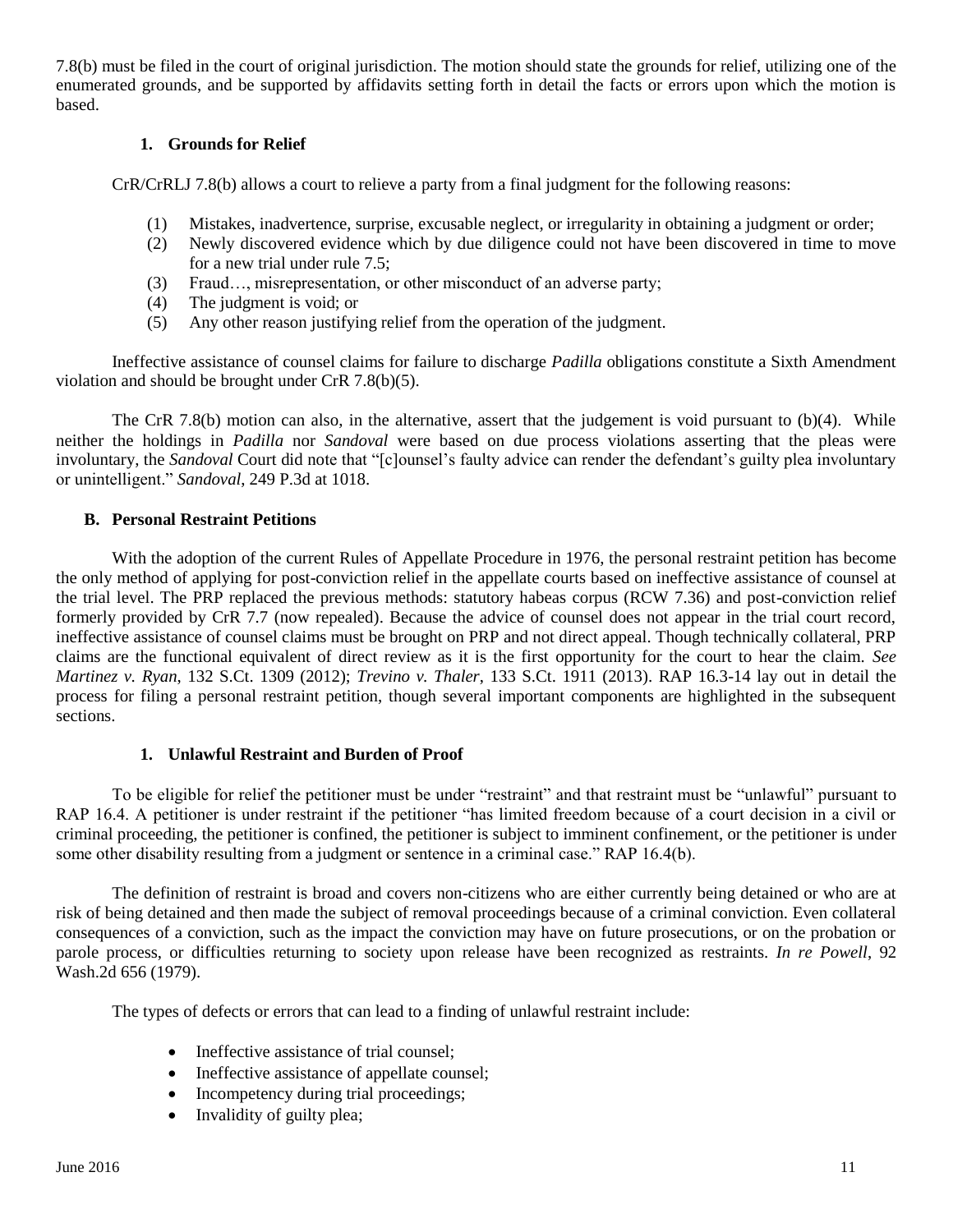7.8(b) must be filed in the court of original jurisdiction. The motion should state the grounds for relief, utilizing one of the enumerated grounds, and be supported by affidavits setting forth in detail the facts or errors upon which the motion is based.

### 1. Grounds for Relief

CrR/CrRLJ 7.8(b) allows a court to relieve a party from a final judgment for the following reasons:

(1) Mistakes, inadvertence, surprise, excusable neglect, or irregularity in obtaining a judgment or order;
(2) Newly discovered evidence which by due diligence could not have been discovered in time to move for a new trial under rule 7.5;
(3) Fraud…, misrepresentation, or other misconduct of an adverse party;
(4) The judgment is void; or
(5) Any other reason justifying relief from the operation of the judgment.

Ineffective assistance of counsel claims for failure to discharge *Padilla* obligations constitute a Sixth Amendment violation and should be brought under CrR 7.8(b)(5).

The CrR 7.8(b) motion can also, in the alternative, assert that the judgement is void pursuant to (b)(4). While neither the holdings in *Padilla* nor *Sandoval* were based on due process violations asserting that the pleas were involuntary, the *Sandoval* Court did note that "[c]ounsel's faulty advice can render the defendant's guilty plea involuntary or unintelligent." *Sandoval*, 249 P.3d at 1018.

## B. Personal Restraint Petitions

With the adoption of the current Rules of Appellate Procedure in 1976, the personal restraint petition has become the only method of applying for post-conviction relief in the appellate courts based on ineffective assistance of counsel at the trial level. The PRP replaced the previous methods: statutory habeas corpus (RCW 7.36) and post-conviction relief formerly provided by CrR 7.7 (now repealed). Because the advice of counsel does not appear in the trial court record, ineffective assistance of counsel claims must be brought on PRP and not direct appeal. Though technically collateral, PRP claims are the functional equivalent of direct review as it is the first opportunity for the court to hear the claim. *See Martinez v. Ryan*, 132 S.Ct. 1309 (2012); *Trevino v. Thaler*, 133 S.Ct. 1911 (2013). RAP 16.3-14 lay out in detail the process for filing a personal restraint petition, though several important components are highlighted in the subsequent sections.

### 1. Unlawful Restraint and Burden of Proof

To be eligible for relief the petitioner must be under "restraint" and that restraint must be "unlawful" pursuant to RAP 16.4. A petitioner is under restraint if the petitioner "has limited freedom because of a court decision in a civil or criminal proceeding, the petitioner is confined, the petitioner is subject to imminent confinement, or the petitioner is under some other disability resulting from a judgment or sentence in a criminal case." RAP 16.4(b).

The definition of restraint is broad and covers non-citizens who are either currently being detained or who are at risk of being detained and then made the subject of removal proceedings because of a criminal conviction. Even collateral consequences of a conviction, such as the impact the conviction may have on future prosecutions, or on the probation or parole process, or difficulties returning to society upon release have been recognized as restraints. *In re Powell*, 92 Wash.2d 656 (1979).

The types of defects or errors that can lead to a finding of unlawful restraint include:

- Ineffective assistance of trial counsel;
- Ineffective assistance of appellate counsel;
- Incompetency during trial proceedings;
- Invalidity of guilty plea;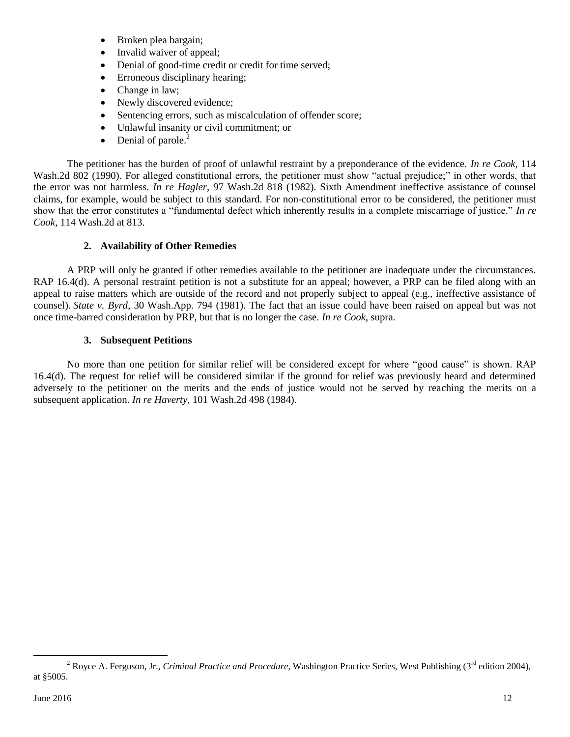- Broken plea bargain;
- Invalid waiver of appeal;
- Denial of good-time credit or credit for time served;
- Erroneous disciplinary hearing;
- Change in law;
- Newly discovered evidence;
- Sentencing errors, such as miscalculation of offender score;
- Unlawful insanity or civil commitment; or
- Denial of parole.[2]

The petitioner has the burden of proof of unlawful restraint by a preponderance of the evidence. *In re Cook*, 114 Wash.2d 802 (1990). For alleged constitutional errors, the petitioner must show "actual prejudice;" in other words, that the error was not harmless. *In re Hagler*, 97 Wash.2d 818 (1982). Sixth Amendment ineffective assistance of counsel claims, for example, would be subject to this standard. For non-constitutional error to be considered, the petitioner must show that the error constitutes a "fundamental defect which inherently results in a complete miscarriage of justice." *In re Cook*, 114 Wash.2d at 813.

### 2. Availability of Other Remedies

A PRP will only be granted if other remedies available to the petitioner are inadequate under the circumstances. RAP 16.4(d). A personal restraint petition is not a substitute for an appeal; however, a PRP can be filed along with an appeal to raise matters which are outside of the record and not properly subject to appeal (e.g., ineffective assistance of counsel). *State v. Byrd*, 30 Wash.App. 794 (1981). The fact that an issue could have been raised on appeal but was not once time-barred consideration by PRP, but that is no longer the case. *In re Cook*, supra.

### 3. Subsequent Petitions

No more than one petition for similar relief will be considered except for where "good cause" is shown. RAP 16.4(d). The request for relief will be considered similar if the ground for relief was previously heard and determined adversely to the petitioner on the merits and the ends of justice would not be served by reaching the merits on a subsequent application. *In re Haverty*, 101 Wash.2d 498 (1984).

---

[2] Royce A. Ferguson, Jr., *Criminal Practice and Procedure*, Washington Practice Series, West Publishing (3rd edition 2004), at §5005.